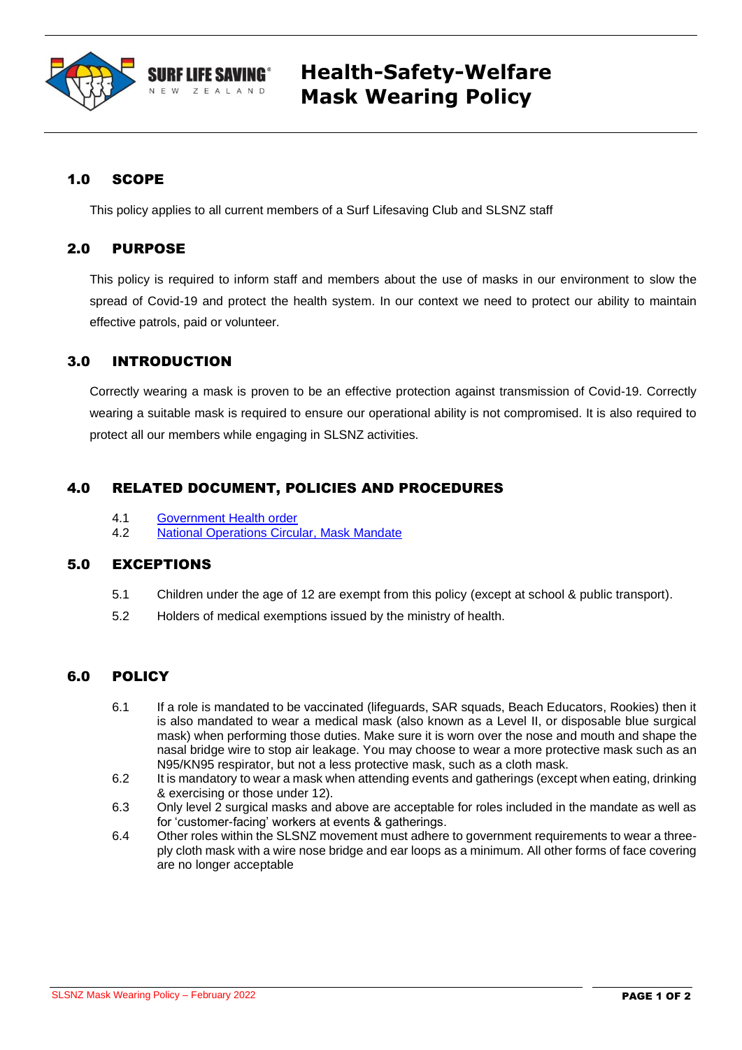# Health-Safety-Welfare Mask Wearing Policy

## 1.0 SCOPE

This policy applies to all current members of a Surf Lifesaving Club and SLSNZ staff

## 2.0 PURPOSE

This policy is required to inform staff and members about the use of masks in our environment to slow the spread of Covid-19 and protect the health system. In our context we need to protect our ability to maintain effective patrols, paid or volunteer.

## 3.0 INTRODUCTION

Correctly wearing a mask is proven to be an effective protection against transmission of Covid-19. Correctly wearing a suitable mask is required to ensure our operational ability is not compromised. It is also required to protect all our members while engaging in SLSNZ activities.

## 4.0 RELATED DOCUMENT, POLICIES AND PROCEDURES

4.1 Government Health order
4.2 National Operations Circular, Mask Mandate

## 5.0 EXCEPTIONS

5.1 Children under the age of 12 are exempt from this policy (except at school & public transport).

5.2 Holders of medical exemptions issued by the ministry of health.

## 6.0 POLICY

6.1 If a role is mandated to be vaccinated (lifeguards, SAR squads, Beach Educators, Rookies) then it is also mandated to wear a medical mask (also known as a Level II, or disposable blue surgical mask) when performing those duties. Make sure it is worn over the nose and mouth and shape the nasal bridge wire to stop air leakage. You may choose to wear a more protective mask such as an N95/KN95 respirator, but not a less protective mask, such as a cloth mask.

6.2 It is mandatory to wear a mask when attending events and gatherings (except when eating, drinking & exercising or those under 12).

6.3 Only level 2 surgical masks and above are acceptable for roles included in the mandate as well as for 'customer-facing' workers at events & gatherings.

6.4 Other roles within the SLSNZ movement must adhere to government requirements to wear a three-ply cloth mask with a wire nose bridge and ear loops as a minimum. All other forms of face covering are no longer acceptable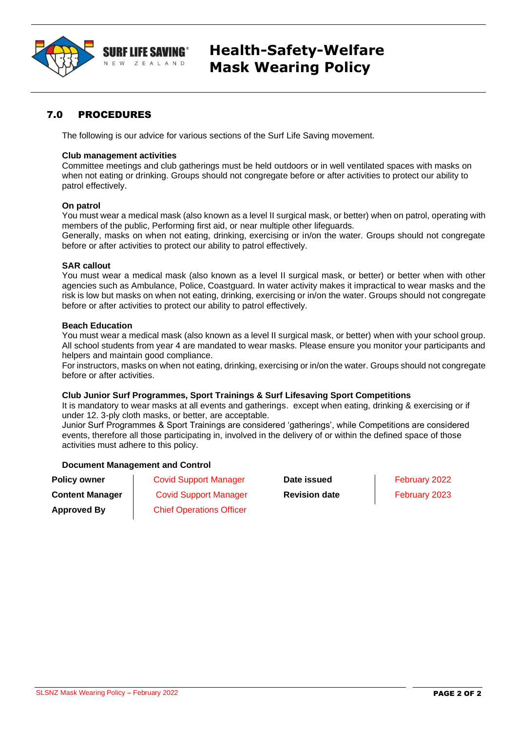## 7.0 PROCEDURES

The following is our advice for various sections of the Surf Life Saving movement.

**Club management activities**

Committee meetings and club gatherings must be held outdoors or in well ventilated spaces with masks on when not eating or drinking. Groups should not congregate before or after activities to protect our ability to patrol effectively.

**On patrol**

You must wear a medical mask (also known as a level II surgical mask, or better) when on patrol, operating with members of the public, Performing first aid, or near multiple other lifeguards.

Generally, masks on when not eating, drinking, exercising or in/on the water. Groups should not congregate before or after activities to protect our ability to patrol effectively.

**SAR callout**

You must wear a medical mask (also known as a level II surgical mask, or better) or better when with other agencies such as Ambulance, Police, Coastguard. In water activity makes it impractical to wear masks and the risk is low but masks on when not eating, drinking, exercising or in/on the water. Groups should not congregate before or after activities to protect our ability to patrol effectively.

**Beach Education**

You must wear a medical mask (also known as a level II surgical mask, or better) when with your school group. All school students from year 4 are mandated to wear masks. Please ensure you monitor your participants and helpers and maintain good compliance.

For instructors, masks on when not eating, drinking, exercising or in/on the water. Groups should not congregate before or after activities.

**Club Junior Surf Programmes, Sport Trainings & Surf Lifesaving Sport Competitions**

It is mandatory to wear masks at all events and gatherings. except when eating, drinking & exercising or if under 12. 3-ply cloth masks, or better, are acceptable.

Junior Surf Programmes & Sport Trainings are considered 'gatherings', while Competitions are considered events, therefore all those participating in, involved in the delivery of or within the defined space of those activities must adhere to this policy.

**Document Management and Control**

| | | | |
|---|---|---|---|
| **Policy owner** | Covid Support Manager | **Date issued** | February 2022 |
| **Content Manager** | Covid Support Manager | **Revision date** | February 2023 |
| **Approved By** | Chief Operations Officer | | |